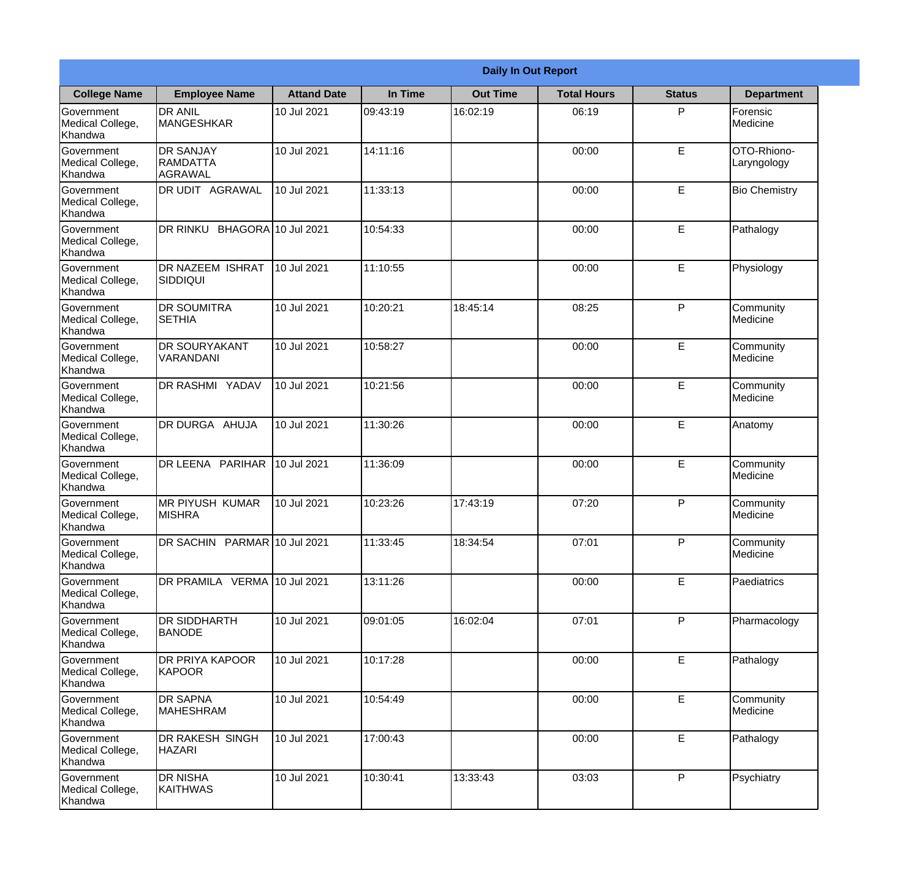**Daily In Out Report**

| College Name | Employee Name | Attand Date | In Time | Out Time | Total Hours | Status | Department |
|---|---|---|---|---|---|---|---|
| Government Medical College, Khandwa | DR ANIL MANGESHKAR | 10 Jul 2021 | 09:43:19 | 16:02:19 | 06:19 | P | Forensic Medicine |
| Government Medical College, Khandwa | DR SANJAY RAMDATTA AGRAWAL | 10 Jul 2021 | 14:11:16 | | 00:00 | E | OTO-Rhiono-Laryngology |
| Government Medical College, Khandwa | DR UDIT AGRAWAL | 10 Jul 2021 | 11:33:13 | | 00:00 | E | Bio Chemistry |
| Government Medical College, Khandwa | DR RINKU BHAGORA | 10 Jul 2021 | 10:54:33 | | 00:00 | E | Pathalogy |
| Government Medical College, Khandwa | DR NAZEEM ISHRAT SIDDIQUI | 10 Jul 2021 | 11:10:55 | | 00:00 | E | Physiology |
| Government Medical College, Khandwa | DR SOUMITRA SETHIA | 10 Jul 2021 | 10:20:21 | 18:45:14 | 08:25 | P | Community Medicine |
| Government Medical College, Khandwa | DR SOURYAKANT VARANDANI | 10 Jul 2021 | 10:58:27 | | 00:00 | E | Community Medicine |
| Government Medical College, Khandwa | DR RASHMI YADAV | 10 Jul 2021 | 10:21:56 | | 00:00 | E | Community Medicine |
| Government Medical College, Khandwa | DR DURGA AHUJA | 10 Jul 2021 | 11:30:26 | | 00:00 | E | Anatomy |
| Government Medical College, Khandwa | DR LEENA PARIHAR | 10 Jul 2021 | 11:36:09 | | 00:00 | E | Community Medicine |
| Government Medical College, Khandwa | MR PIYUSH KUMAR MISHRA | 10 Jul 2021 | 10:23:26 | 17:43:19 | 07:20 | P | Community Medicine |
| Government Medical College, Khandwa | DR SACHIN PARMAR | 10 Jul 2021 | 11:33:45 | 18:34:54 | 07:01 | P | Community Medicine |
| Government Medical College, Khandwa | DR PRAMILA VERMA | 10 Jul 2021 | 13:11:26 | | 00:00 | E | Paediatrics |
| Government Medical College, Khandwa | DR SIDDHARTH BANODE | 10 Jul 2021 | 09:01:05 | 16:02:04 | 07:01 | P | Pharmacology |
| Government Medical College, Khandwa | DR PRIYA KAPOOR KAPOOR | 10 Jul 2021 | 10:17:28 | | 00:00 | E | Pathalogy |
| Government Medical College, Khandwa | DR SAPNA MAHESHRAM | 10 Jul 2021 | 10:54:49 | | 00:00 | E | Community Medicine |
| Government Medical College, Khandwa | DR RAKESH SINGH HAZARI | 10 Jul 2021 | 17:00:43 | | 00:00 | E | Pathalogy |
| Government Medical College, Khandwa | DR NISHA KAITHWAS | 10 Jul 2021 | 10:30:41 | 13:33:43 | 03:03 | P | Psychiatry |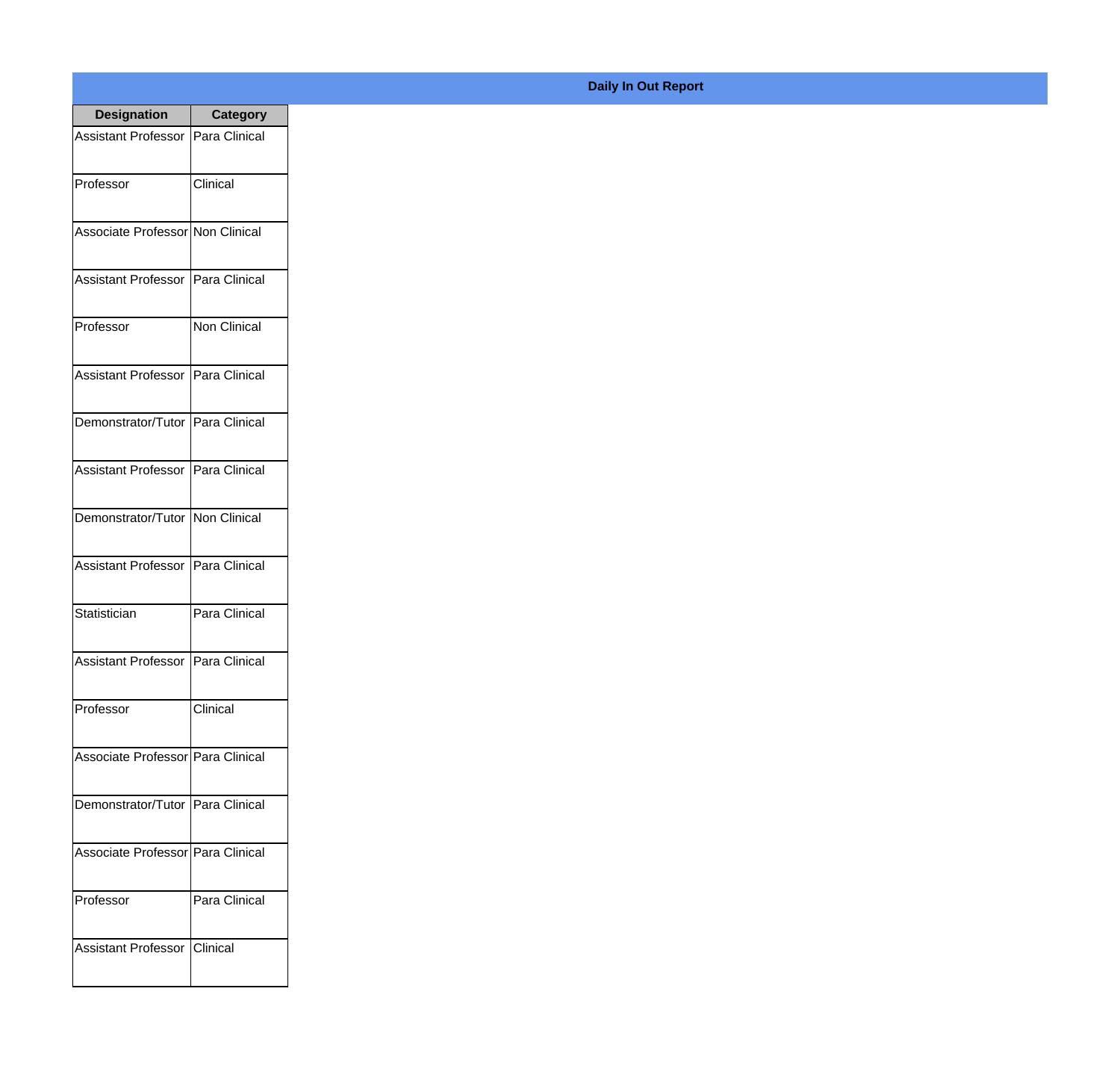## Daily In Out Report

| Designation | Category |
|---|---|
| Assistant Professor | Para Clinical |
| Professor | Clinical |
| Associate Professor | Non Clinical |
| Assistant Professor | Para Clinical |
| Professor | Non Clinical |
| Assistant Professor | Para Clinical |
| Demonstrator/Tutor | Para Clinical |
| Assistant Professor | Para Clinical |
| Demonstrator/Tutor | Non Clinical |
| Assistant Professor | Para Clinical |
| Statistician | Para Clinical |
| Assistant Professor | Para Clinical |
| Professor | Clinical |
| Associate Professor | Para Clinical |
| Demonstrator/Tutor | Para Clinical |
| Associate Professor | Para Clinical |
| Professor | Para Clinical |
| Assistant Professor | Clinical |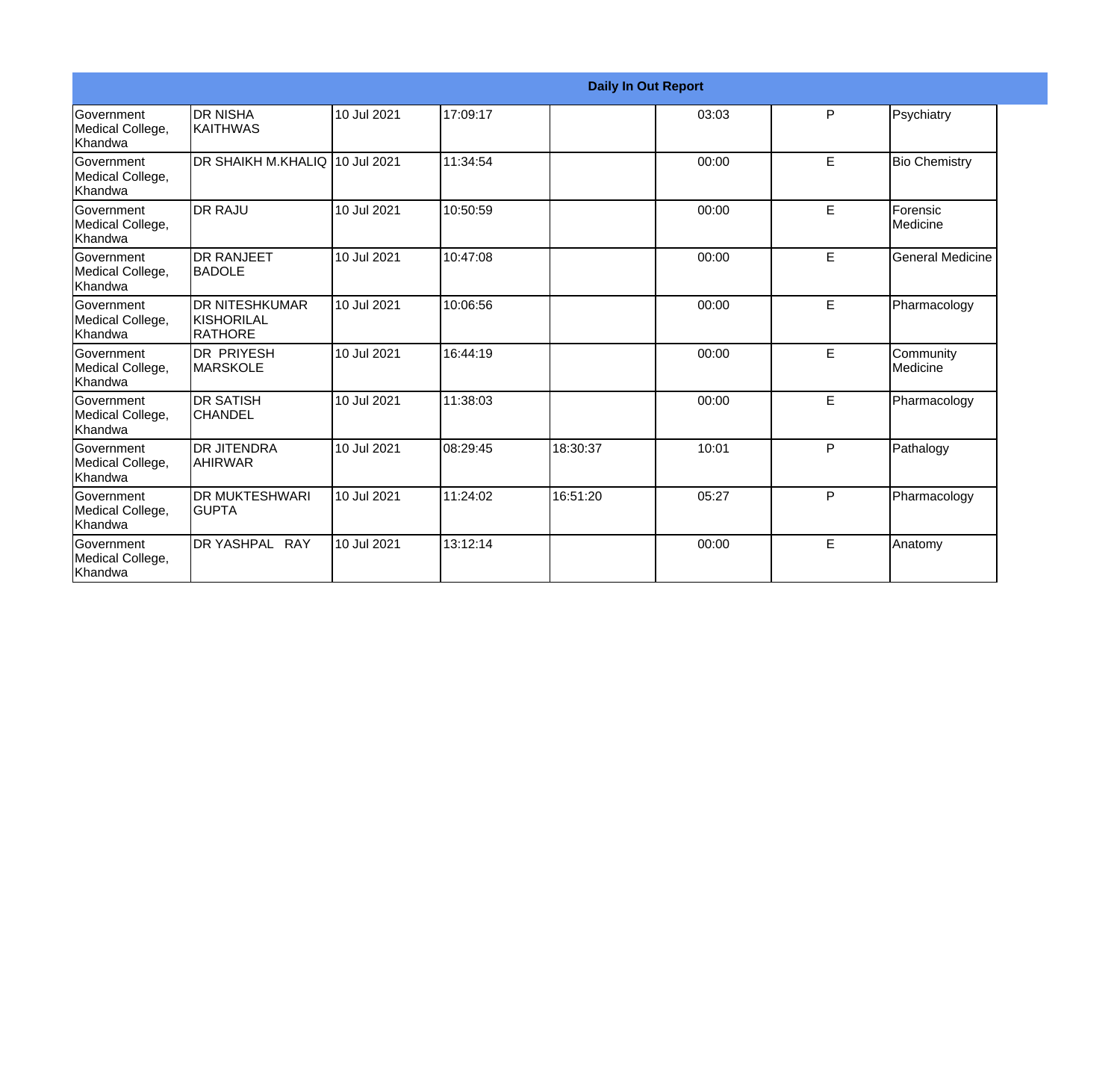| Daily In Out Report | | | | | | | |
|---|---|---|---|---|---|---|---|
| Government Medical College, Khandwa | DR NISHA KAITHWAS | 10 Jul 2021 | 17:09:17 | | 03:03 | P | Psychiatry |
| Government Medical College, Khandwa | DR SHAIKH M.KHALIQ | 10 Jul 2021 | 11:34:54 | | 00:00 | E | Bio Chemistry |
| Government Medical College, Khandwa | DR RAJU | 10 Jul 2021 | 10:50:59 | | 00:00 | E | Forensic Medicine |
| Government Medical College, Khandwa | DR RANJEET BADOLE | 10 Jul 2021 | 10:47:08 | | 00:00 | E | General Medicine |
| Government Medical College, Khandwa | DR NITESHKUMAR KISHORILAL RATHORE | 10 Jul 2021 | 10:06:56 | | 00:00 | E | Pharmacology |
| Government Medical College, Khandwa | DR PRIYESH MARSKOLE | 10 Jul 2021 | 16:44:19 | | 00:00 | E | Community Medicine |
| Government Medical College, Khandwa | DR SATISH CHANDEL | 10 Jul 2021 | 11:38:03 | | 00:00 | E | Pharmacology |
| Government Medical College, Khandwa | DR JITENDRA AHIRWAR | 10 Jul 2021 | 08:29:45 | 18:30:37 | 10:01 | P | Pathalogy |
| Government Medical College, Khandwa | DR MUKTESHWARI GUPTA | 10 Jul 2021 | 11:24:02 | 16:51:20 | 05:27 | P | Pharmacology |
| Government Medical College, Khandwa | DR YASHPAL RAY | 10 Jul 2021 | 13:12:14 | | 00:00 | E | Anatomy |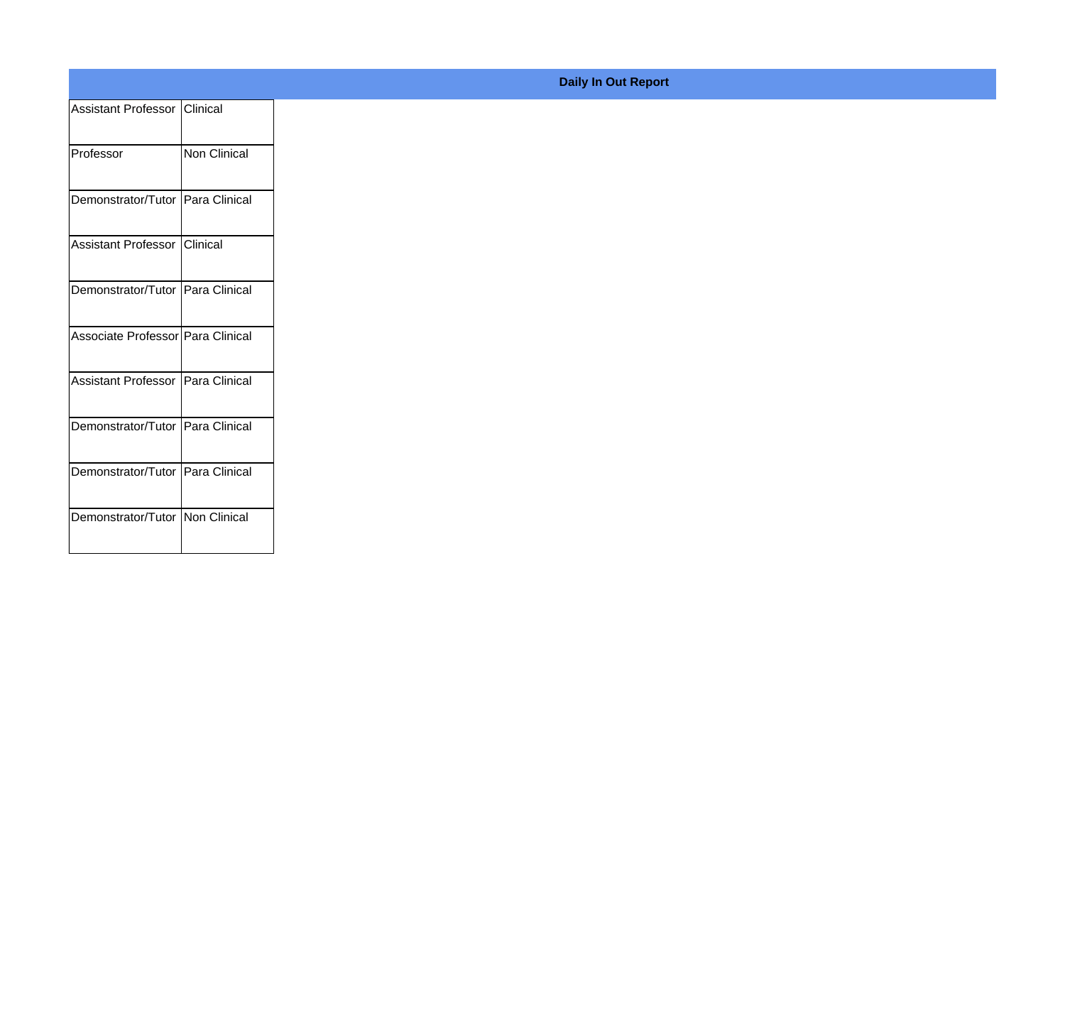**Daily In Out Report**

| | |
|---|---|
| Assistant Professor | Clinical |
| Professor | Non Clinical |
| Demonstrator/Tutor | Para Clinical |
| Assistant Professor | Clinical |
| Demonstrator/Tutor | Para Clinical |
| Associate Professor | Para Clinical |
| Assistant Professor | Para Clinical |
| Demonstrator/Tutor | Para Clinical |
| Demonstrator/Tutor | Para Clinical |
| Demonstrator/Tutor | Non Clinical |